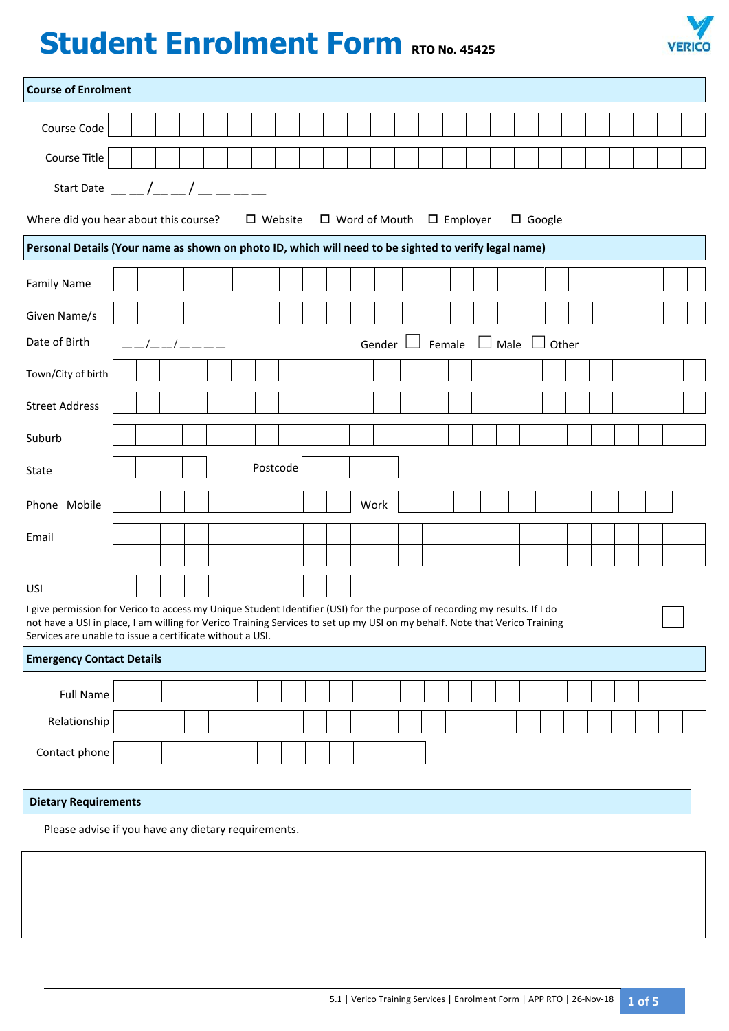# Student Enrolment Form RTO No. 45425

VERICO

## Course of Enrolment

Course Code

Course Title

Start Date \_\_ \_\_ / \_\_ \_\_ / \_\_ \_\_ \_\_ \_\_

Where did you hear about this course? ☐ Website ☐ Word of Mouth ☐ Employer ☐ Google

## Personal Details (Your name as shown on photo ID, which will need to be sighted to verify legal name)

Family Name

Given Name/s

Date of Birth \_\_ \_\_/\_\_ \_\_/\_\_ \_\_ \_\_ \_\_ Gender ☐ Female ☐ Male ☐ Other

Town/City of birth

Street Address

Suburb

State Postcode

Phone Mobile Work

Email

USI

I give permission for Verico to access my Unique Student Identifier (USI) for the purpose of recording my results. If I do not have a USI in place, I am willing for Verico Training Services to set up my USI on my behalf. Note that Verico Training Services are unable to issue a certificate without a USI. ☐

## Emergency Contact Details

Full Name

Relationship

Contact phone

## Dietary Requirements

Please advise if you have any dietary requirements.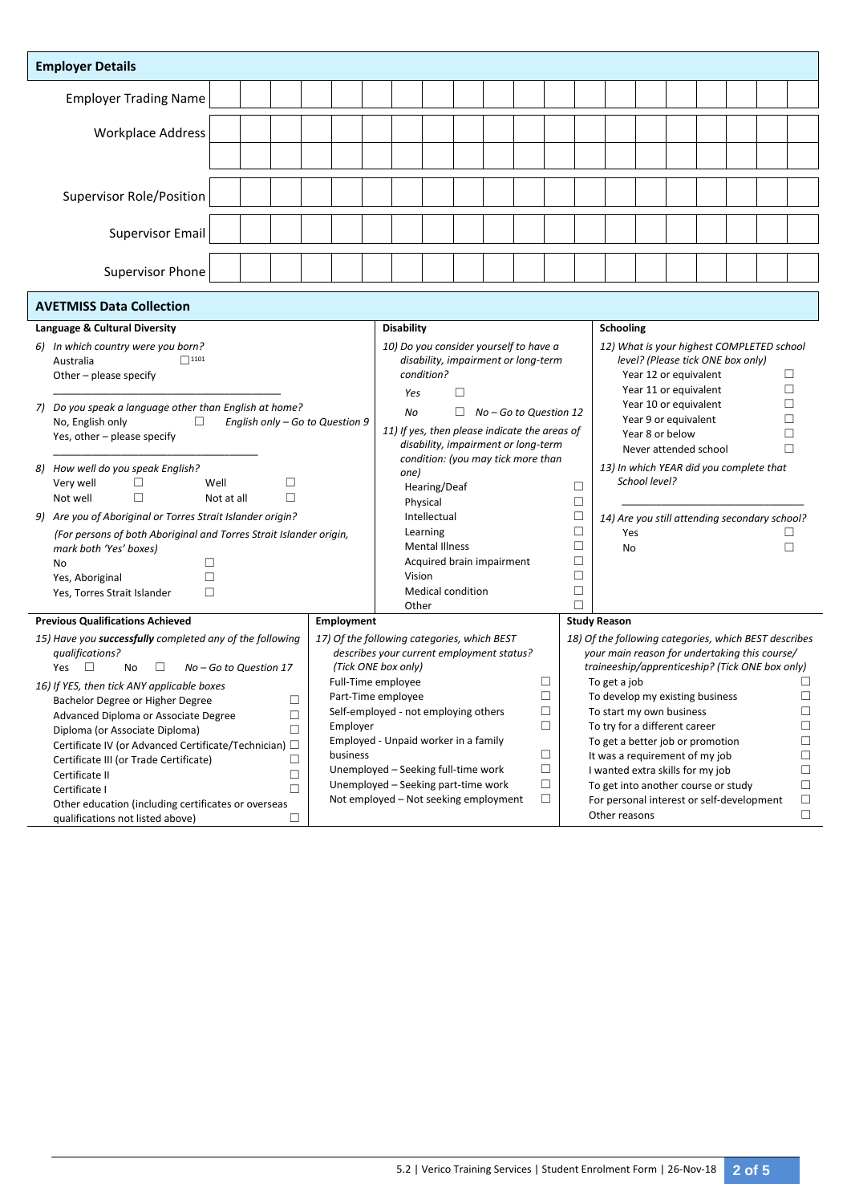## Employer Details

| | |
|---|---|
| Employer Trading Name | |
| Workplace Address | |
| | |
| Supervisor Role/Position | |
| Supervisor Email | |
| Supervisor Phone | |

## AVETMISS Data Collection

### Language & Cultural Diversity

*6) In which country were you born?*

Australia ☐ 1101

Other – please specify

\_\_\_\_\_\_\_\_\_\_\_\_\_\_\_\_\_\_\_\_\_\_\_\_\_\_\_\_\_\_\_\_\_\_\_\_\_\_\_\_\_\_\_\_

*7) Do you speak a language other than English at home?*

No, English only ☐ *English only – Go to Question 9*

Yes, other – please specify

\_\_\_\_\_\_\_\_\_\_\_\_\_\_\_\_\_\_\_\_\_\_\_\_\_\_\_\_\_\_\_\_\_\_\_\_\_\_\_\_\_\_\_\_

*8) How well do you speak English?*

Very well ☐ Well ☐

Not well ☐ Not at all ☐

*9) Are you of Aboriginal or Torres Strait Islander origin?*

*(For persons of both Aboriginal and Torres Strait Islander origin, mark both 'Yes' boxes)*

No ☐

Yes, Aboriginal ☐

Yes, Torres Strait Islander ☐

### Disability

*10) Do you consider yourself to have a disability, impairment or long-term condition?*

*Yes* ☐

*No* ☐ *No – Go to Question 12*

*11) If yes, then please indicate the areas of disability, impairment or long-term condition: (you may tick more than one)*

- Hearing/Deaf ☐
- Physical ☐
- Intellectual ☐
- Learning ☐
- Mental Illness ☐
- Acquired brain impairment ☐
- Vision ☐
- Medical condition ☐
- Other ☐

### Schooling

*12) What is your highest COMPLETED school level? (Please tick ONE box only)*

- Year 12 or equivalent ☐
- Year 11 or equivalent ☐
- Year 10 or equivalent ☐
- Year 9 or equivalent ☐
- Year 8 or below ☐
- Never attended school ☐

*13) In which YEAR did you complete that School level?*

\_\_\_\_\_\_\_\_\_\_\_\_\_\_\_\_\_\_\_\_\_\_\_\_\_\_\_\_\_\_\_\_

*14) Are you still attending secondary school?*

Yes ☐

No ☐

### Previous Qualifications Achieved

*15) Have you **successfully** completed any of the following qualifications?*

Yes ☐ No ☐ *No – Go to Question 17*

*16) If YES, then tick ANY applicable boxes*

- Bachelor Degree or Higher Degree ☐
- Advanced Diploma or Associate Degree ☐
- Diploma (or Associate Diploma) ☐
- Certificate IV (or Advanced Certificate/Technician) ☐
- Certificate III (or Trade Certificate) ☐
- Certificate II ☐
- Certificate I ☐
- Other education (including certificates or overseas qualifications not listed above) ☐

### Employment

*17) Of the following categories, which BEST describes your current employment status? (Tick ONE box only)*

- Full-Time employee ☐
- Part-Time employee ☐
- Self-employed - not employing others ☐
- Employer ☐
- Employed - Unpaid worker in a family business ☐
- Unemployed – Seeking full-time work ☐
- Unemployed – Seeking part-time work ☐
- Not employed – Not seeking employment ☐

### Study Reason

*18) Of the following categories, which BEST describes your main reason for undertaking this course/ traineeship/apprenticeship? (Tick ONE box only)*

- To get a job ☐
- To develop my existing business ☐
- To start my own business ☐
- To try for a different career ☐
- To get a better job or promotion ☐
- It was a requirement of my job ☐
- I wanted extra skills for my job ☐
- To get into another course or study ☐
- For personal interest or self-development ☐
- Other reasons ☐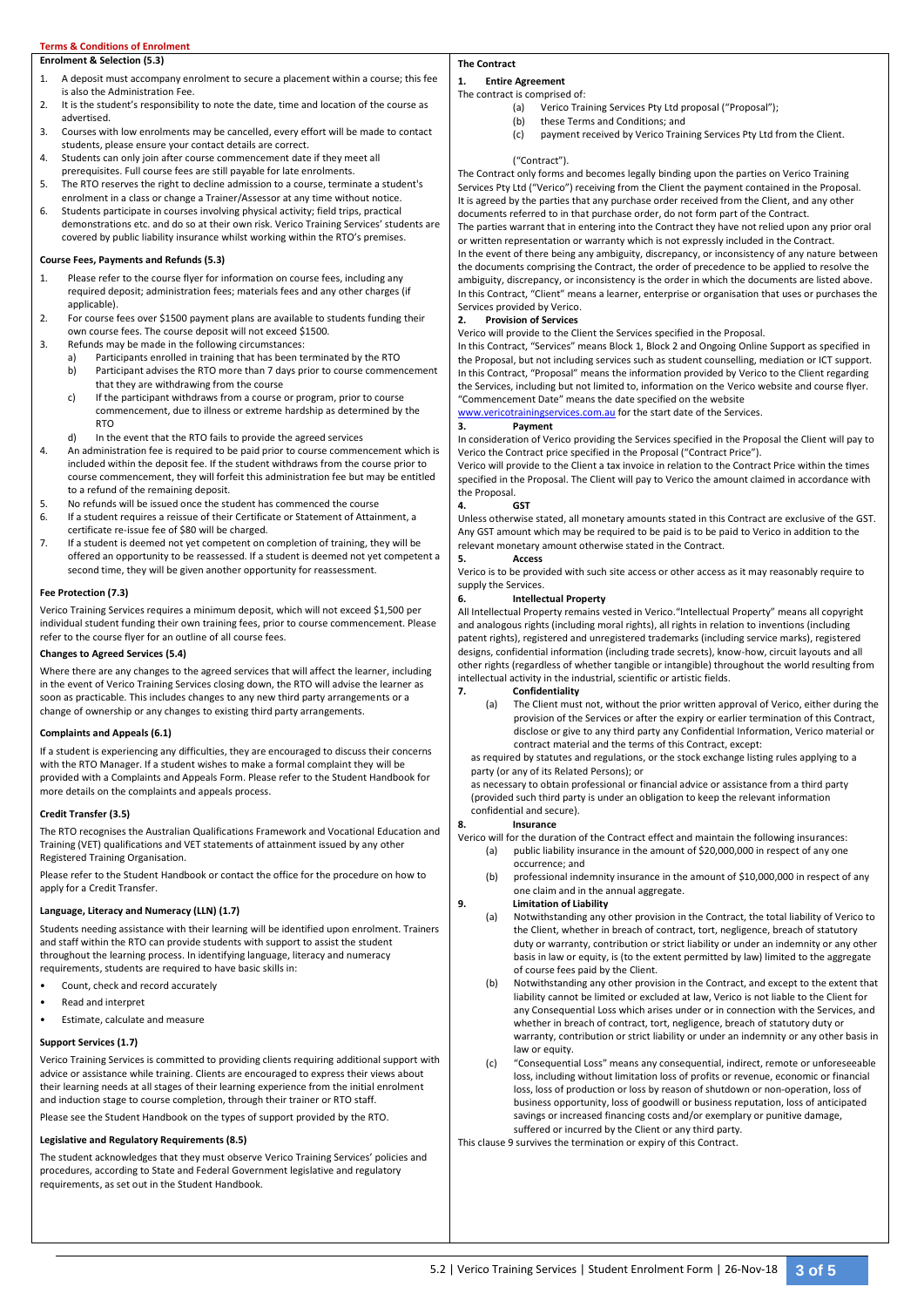**Terms & Conditions of Enrolment**

**Enrolment & Selection (5.3)**

1. A deposit must accompany enrolment to secure a placement within a course; this fee is also the Administration Fee.
2. It is the student's responsibility to note the date, time and location of the course as advertised.
3. Courses with low enrolments may be cancelled, every effort will be made to contact students, please ensure your contact details are correct.
4. Students can only join after course commencement date if they meet all prerequisites. Full course fees are still payable for late enrolments.
5. The RTO reserves the right to decline admission to a course, terminate a student's enrolment in a class or change a Trainer/Assessor at any time without notice.
6. Students participate in courses involving physical activity; field trips, practical demonstrations etc. and do so at their own risk. Verico Training Services' students are covered by public liability insurance whilst working within the RTO's premises.

**Course Fees, Payments and Refunds (5.3)**

1. Please refer to the course flyer for information on course fees, including any required deposit; administration fees; materials fees and any other charges (if applicable).
2. For course fees over $1500 payment plans are available to students funding their own course fees. The course deposit will not exceed $1500.
3. Refunds may be made in the following circumstances:
   a) Participants enrolled in training that has been terminated by the RTO
   b) Participant advises the RTO more than 7 days prior to course commencement that they are withdrawing from the course
   c) If the participant withdraws from a course or program, prior to course commencement, due to illness or extreme hardship as determined by the RTO
   d) In the event that the RTO fails to provide the agreed services
4. An administration fee is required to be paid prior to course commencement which is included within the deposit fee. If the student withdraws from the course prior to course commencement, they will forfeit this administration fee but may be entitled to a refund of the remaining deposit.
5. No refunds will be issued once the student has commenced the course
6. If a student requires a reissue of their Certificate or Statement of Attainment, a certificate re-issue fee of $80 will be charged.
7. If a student is deemed not yet competent on completion of training, they will be offered an opportunity to be reassessed. If a student is deemed not yet competent a second time, they will be given another opportunity for reassessment.

**Fee Protection (7.3)**

Verico Training Services requires a minimum deposit, which will not exceed $1,500 per individual student funding their own training fees, prior to course commencement. Please refer to the course flyer for an outline of all course fees.

**Changes to Agreed Services (5.4)**

Where there are any changes to the agreed services that will affect the learner, including in the event of Verico Training Services closing down, the RTO will advise the learner as soon as practicable. This includes changes to any new third party arrangements or a change of ownership or any changes to existing third party arrangements.

**Complaints and Appeals (6.1)**

If a student is experiencing any difficulties, they are encouraged to discuss their concerns with the RTO Manager. If a student wishes to make a formal complaint they will be provided with a Complaints and Appeals Form. Please refer to the Student Handbook for more details on the complaints and appeals process.

**Credit Transfer (3.5)**

The RTO recognises the Australian Qualifications Framework and Vocational Education and Training (VET) qualifications and VET statements of attainment issued by any other Registered Training Organisation.

Please refer to the Student Handbook or contact the office for the procedure on how to apply for a Credit Transfer.

**Language, Literacy and Numeracy (LLN) (1.7)**

Students needing assistance with their learning will be identified upon enrolment. Trainers and staff within the RTO can provide students with support to assist the student throughout the learning process. In identifying language, literacy and numeracy requirements, students are required to have basic skills in:

- Count, check and record accurately
- Read and interpret
- Estimate, calculate and measure

**Support Services (1.7)**

Verico Training Services is committed to providing clients requiring additional support with advice or assistance while training. Clients are encouraged to express their views about their learning needs at all stages of their learning experience from the initial enrolment and induction stage to course completion, through their trainer or RTO staff.

Please see the Student Handbook on the types of support provided by the RTO.

**Legislative and Regulatory Requirements (8.5)**

The student acknowledges that they must observe Verico Training Services' policies and procedures, according to State and Federal Government legislative and regulatory requirements, as set out in the Student Handbook.

**The Contract**

**1. Entire Agreement**

The contract is comprised of:

(a) Verico Training Services Pty Ltd proposal ("Proposal");
(b) these Terms and Conditions; and
(c) payment received by Verico Training Services Pty Ltd from the Client.

("Contract").

The Contract only forms and becomes legally binding upon the parties on Verico Training Services Pty Ltd ("Verico") receiving from the Client the payment contained in the Proposal. It is agreed by the parties that any purchase order received from the Client, and any other documents referred to in that purchase order, do not form part of the Contract.

The parties warrant that in entering into the Contract they have not relied upon any prior oral or written representation or warranty which is not expressly included in the Contract.

In the event of there being any ambiguity, discrepancy, or inconsistency of any nature between the documents comprising the Contract, the order of precedence to be applied to resolve the ambiguity, discrepancy, or inconsistency is the order in which the documents are listed above.

In this Contract, "Client" means a learner, enterprise or organisation that uses or purchases the Services provided by Verico.

**2. Provision of Services**

Verico will provide to the Client the Services specified in the Proposal.

In this Contract, "Services" means Block 1, Block 2 and Ongoing Online Support as specified in the Proposal, but not including services such as student counselling, mediation or ICT support.

In this Contract, "Proposal" means the information provided by Verico to the Client regarding the Services, including but not limited to, information on the Verico website and course flyer.

"Commencement Date" means the date specified on the website www.vericotrainingservices.com.au for the start date of the Services.

**3. Payment**

In consideration of Verico providing the Services specified in the Proposal the Client will pay to Verico the Contract price specified in the Proposal ("Contract Price").

Verico will provide to the Client a tax invoice in relation to the Contract Price within the times specified in the Proposal. The Client will pay to Verico the amount claimed in accordance with the Proposal.

**4. GST**

Unless otherwise stated, all monetary amounts stated in this Contract are exclusive of the GST. Any GST amount which may be required to be paid is to be paid to Verico in addition to the relevant monetary amount otherwise stated in the Contract.

**5. Access**

Verico is to be provided with such site access or other access as it may reasonably require to supply the Services.

**6. Intellectual Property**

All Intellectual Property remains vested in Verico."Intellectual Property" means all copyright and analogous rights (including moral rights), all rights in relation to inventions (including patent rights), registered and unregistered trademarks (including service marks), registered designs, confidential information (including trade secrets), know-how, circuit layouts and all other rights (regardless of whether tangible or intangible) throughout the world resulting from intellectual activity in the industrial, scientific or artistic fields.

**7. Confidentiality**

(a) The Client must not, without the prior written approval of Verico, either during the provision of the Services or after the expiry or earlier termination of this Contract, disclose or give to any third party any Confidential Information, Verico material or contract material and the terms of this Contract, except:

as required by statutes and regulations, or the stock exchange listing rules applying to a party (or any of its Related Persons); or

as necessary to obtain professional or financial advice or assistance from a third party (provided such third party is under an obligation to keep the relevant information confidential and secure).

**8. Insurance**

Verico will for the duration of the Contract effect and maintain the following insurances:

(a) public liability insurance in the amount of $20,000,000 in respect of any one occurrence; and
(b) professional indemnity insurance in the amount of $10,000,000 in respect of any one claim and in the annual aggregate.

**9. Limitation of Liability**

(a) Notwithstanding any other provision in the Contract, the total liability of Verico to the Client, whether in breach of contract, tort, negligence, breach of statutory duty or warranty, contribution or strict liability or under an indemnity or any other basis in law or equity, is (to the extent permitted by law) limited to the aggregate of course fees paid by the Client.

(b) Notwithstanding any other provision in the Contract, and except to the extent that liability cannot be limited or excluded at law, Verico is not liable to the Client for any Consequential Loss which arises under or in connection with the Services, and whether in breach of contract, tort, negligence, breach of statutory duty or warranty, contribution or strict liability or under an indemnity or any other basis in law or equity.

(c) "Consequential Loss" means any consequential, indirect, remote or unforeseeable loss, including without limitation loss of profits or revenue, economic or financial loss, loss of production or loss by reason of shutdown or non-operation, loss of business opportunity, loss of goodwill or business reputation, loss of anticipated savings or increased financing costs and/or exemplary or punitive damage, suffered or incurred by the Client or any third party.

This clause 9 survives the termination or expiry of this Contract.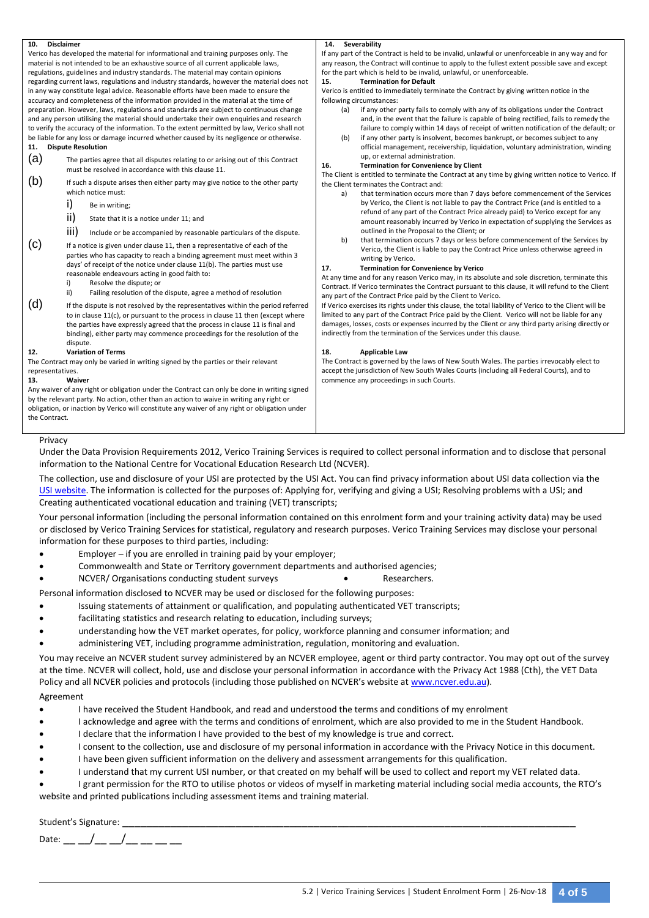### 10. Disclaimer

Verico has developed the material for informational and training purposes only. The material is not intended to be an exhaustive source of all current applicable laws, regulations, guidelines and industry standards. The material may contain opinions regarding current laws, regulations and industry standards, however the material does not in any way constitute legal advice. Reasonable efforts have been made to ensure the accuracy and completeness of the information provided in the material at the time of preparation. However, laws, regulations and standards are subject to continuous change and any person utilising the material should undertake their own enquiries and research to verify the accuracy of the information. To the extent permitted by law, Verico shall not be liable for any loss or damage incurred whether caused by its negligence or otherwise.

### 11. Dispute Resolution

(a) The parties agree that all disputes relating to or arising out of this Contract must be resolved in accordance with this clause 11.

(b) If such a dispute arises then either party may give notice to the other party which notice must:

  i) Be in writing;

  ii) State that it is a notice under 11; and

  iii) Include or be accompanied by reasonable particulars of the dispute.

(c) If a notice is given under clause 11, then a representative of each of the parties who has capacity to reach a binding agreement must meet within 3 days' of receipt of the notice under clause 11(b). The parties must use reasonable endeavours acting in good faith to:

  i) Resolve the dispute; or

  ii) Failing resolution of the dispute, agree a method of resolution

(d) If the dispute is not resolved by the representatives within the period referred to in clause 11(c), or pursuant to the process in clause 11 then (except where the parties have expressly agreed that the process in clause 11 is final and binding), either party may commence proceedings for the resolution of the dispute.

### 12. Variation of Terms

The Contract may only be varied in writing signed by the parties or their relevant representatives.

### 13. Waiver

Any waiver of any right or obligation under the Contract can only be done in writing signed by the relevant party. No action, other than an action to waive in writing any right or obligation, or inaction by Verico will constitute any waiver of any right or obligation under the Contract.

### 14. Severability

If any part of the Contract is held to be invalid, unlawful or unenforceable in any way and for any reason, the Contract will continue to apply to the fullest extent possible save and except for the part which is held to be invalid, unlawful, or unenforceable.

### 15. Termination for Default

Verico is entitled to immediately terminate the Contract by giving written notice in the following circumstances:

(a) if any other party fails to comply with any of its obligations under the Contract and, in the event that the failure is capable of being rectified, fails to remedy the failure to comply within 14 days of receipt of written notification of the default; or

(b) if any other party is insolvent, becomes bankrupt, or becomes subject to any official management, receivership, liquidation, voluntary administration, winding up, or external administration.

### 16. Termination for Convenience by Client

The Client is entitled to terminate the Contract at any time by giving written notice to Verico. If the Client terminates the Contract and:

a) that termination occurs more than 7 days before commencement of the Services by Verico, the Client is not liable to pay the Contract Price (and is entitled to a refund of any part of the Contract Price already paid) to Verico except for any amount reasonably incurred by Verico in expectation of supplying the Services as outlined in the Proposal to the Client; or

b) that termination occurs 7 days or less before commencement of the Services by Verico, the Client is liable to pay the Contract Price unless otherwise agreed in writing by Verico.

### 17. Termination for Convenience by Verico

At any time and for any reason Verico may, in its absolute and sole discretion, terminate this Contract. If Verico terminates the Contract pursuant to this clause, it will refund to the Client any part of the Contract Price paid by the Client to Verico.

If Verico exercises its rights under this clause, the total liability of Verico to the Client will be limited to any part of the Contract Price paid by the Client. Verico will not be liable for any damages, losses, costs or expenses incurred by the Client or any third party arising directly or indirectly from the termination of the Services under this clause.

### 18. Applicable Law

The Contract is governed by the laws of New South Wales. The parties irrevocably elect to accept the jurisdiction of New South Wales Courts (including all Federal Courts), and to commence any proceedings in such Courts.

## Privacy

Under the Data Provision Requirements 2012, Verico Training Services is required to collect personal information and to disclose that personal information to the National Centre for Vocational Education Research Ltd (NCVER).

The collection, use and disclosure of your USI are protected by the USI Act. You can find privacy information about USI data collection via the USI website. The information is collected for the purposes of: Applying for, verifying and giving a USI; Resolving problems with a USI; and Creating authenticated vocational education and training (VET) transcripts;

Your personal information (including the personal information contained on this enrolment form and your training activity data) may be used or disclosed by Verico Training Services for statistical, regulatory and research purposes. Verico Training Services may disclose your personal information for these purposes to third parties, including:

- Employer – if you are enrolled in training paid by your employer;
- Commonwealth and State or Territory government departments and authorised agencies;
- NCVER/ Organisations conducting student surveys
- Researchers.

Personal information disclosed to NCVER may be used or disclosed for the following purposes:

- Issuing statements of attainment or qualification, and populating authenticated VET transcripts;
- facilitating statistics and research relating to education, including surveys;
- understanding how the VET market operates, for policy, workforce planning and consumer information; and
- administering VET, including programme administration, regulation, monitoring and evaluation.

You may receive an NCVER student survey administered by an NCVER employee, agent or third party contractor. You may opt out of the survey at the time. NCVER will collect, hold, use and disclose your personal information in accordance with the Privacy Act 1988 (Cth), the VET Data Policy and all NCVER policies and protocols (including those published on NCVER's website at www.ncver.edu.au).

## Agreement

- I have received the Student Handbook, and read and understood the terms and conditions of my enrolment
- I acknowledge and agree with the terms and conditions of enrolment, which are also provided to me in the Student Handbook.
- I declare that the information I have provided to the best of my knowledge is true and correct.
- I consent to the collection, use and disclosure of my personal information in accordance with the Privacy Notice in this document.
- I have been given sufficient information on the delivery and assessment arrangements for this qualification.
- I understand that my current USI number, or that created on my behalf will be used to collect and report my VET related data.
- I grant permission for the RTO to utilise photos or videos of myself in marketing material including social media accounts, the RTO's website and printed publications including assessment items and training material.

Student's Signature: ___________________________________________

Date: __ __/__ __/__ __ __ __

5.2 | Verico Training Services | Student Enrolment Form | 26-Nov-18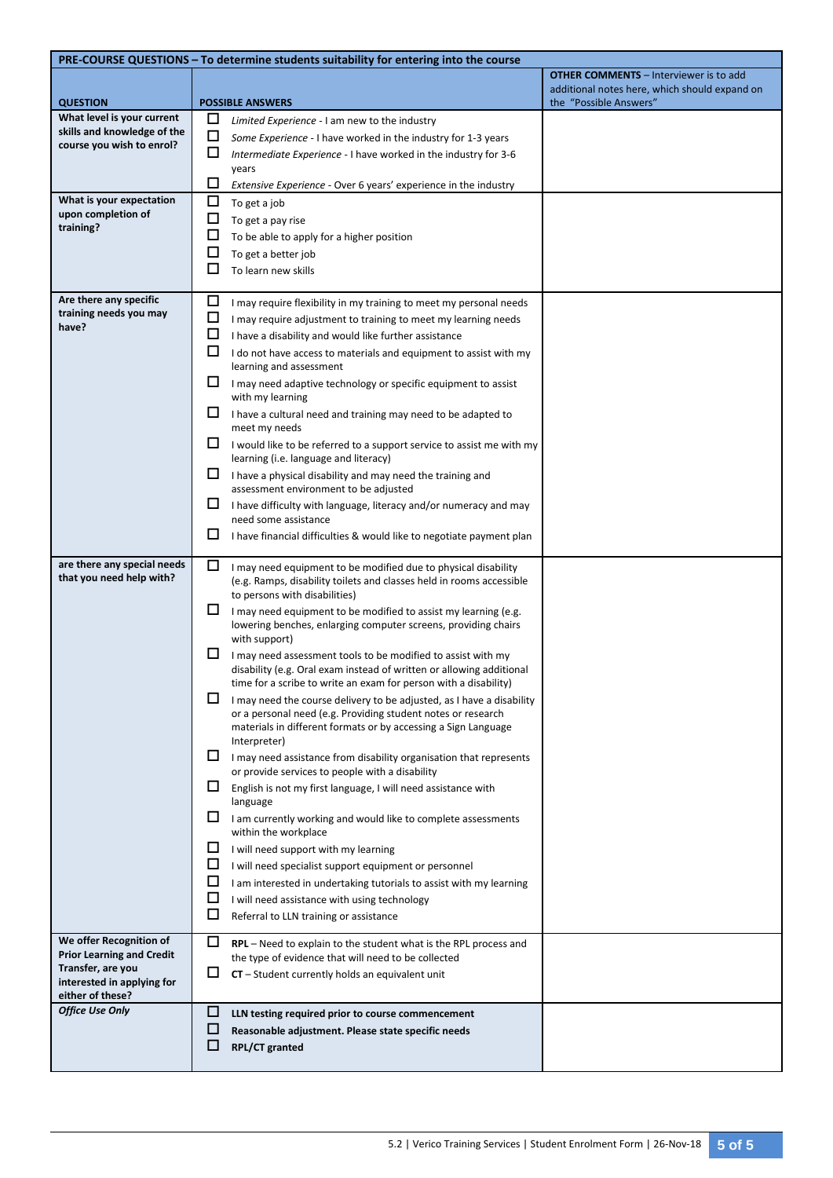| PRE-COURSE QUESTIONS – To determine students suitability for entering into the course | | |
|---|---|---|
| **QUESTION** | **POSSIBLE ANSWERS** | **OTHER COMMENTS** – Interviewer is to add additional notes here, which should expand on the "Possible Answers" |
| **What level is your current skills and knowledge of the course you wish to enrol?** | ☐ *Limited Experience* - I am new to the industry<br>☐ *Some Experience* - I have worked in the industry for 1-3 years<br>☐ *Intermediate Experience* - I have worked in the industry for 3-6 years<br>☐ *Extensive Experience* - Over 6 years' experience in the industry | |
| **What is your expectation upon completion of training?** | ☐ To get a job<br>☐ To get a pay rise<br>☐ To be able to apply for a higher position<br>☐ To get a better job<br>☐ To learn new skills | |
| **Are there any specific training needs you may have?** | ☐ I may require flexibility in my training to meet my personal needs<br>☐ I may require adjustment to training to meet my learning needs<br>☐ I have a disability and would like further assistance<br>☐ I do not have access to materials and equipment to assist with my learning and assessment<br>☐ I may need adaptive technology or specific equipment to assist with my learning<br>☐ I have a cultural need and training may need to be adapted to meet my needs<br>☐ I would like to be referred to a support service to assist me with my learning (i.e. language and literacy)<br>☐ I have a physical disability and may need the training and assessment environment to be adjusted<br>☐ I have difficulty with language, literacy and/or numeracy and may need some assistance<br>☐ I have financial difficulties & would like to negotiate payment plan | |
| **are there any special needs that you need help with?** | ☐ I may need equipment to be modified due to physical disability (e.g. Ramps, disability toilets and classes held in rooms accessible to persons with disabilities)<br>☐ I may need equipment to be modified to assist my learning (e.g. lowering benches, enlarging computer screens, providing chairs with support)<br>☐ I may need assessment tools to be modified to assist with my disability (e.g. Oral exam instead of written or allowing additional time for a scribe to write an exam for person with a disability)<br>☐ I may need the course delivery to be adjusted, as I have a disability or a personal need (e.g. Providing student notes or research materials in different formats or by accessing a Sign Language Interpreter)<br>☐ I may need assistance from disability organisation that represents or provide services to people with a disability<br>☐ English is not my first language, I will need assistance with language<br>☐ I am currently working and would like to complete assessments within the workplace<br>☐ I will need support with my learning<br>☐ I will need specialist support equipment or personnel<br>☐ I am interested in undertaking tutorials to assist with my learning<br>☐ I will need assistance with using technology<br>☐ Referral to LLN training or assistance | |
| **We offer Recognition of Prior Learning and Credit Transfer, are you interested in applying for either of these?** | ☐ **RPL** – Need to explain to the student what is the RPL process and the type of evidence that will need to be collected<br>☐ **CT** – Student currently holds an equivalent unit | |
| ***Office Use Only*** | ☐ **LLN testing required prior to course commencement**<br>☐ **Reasonable adjustment. Please state specific needs**<br>☐ **RPL/CT granted** | |